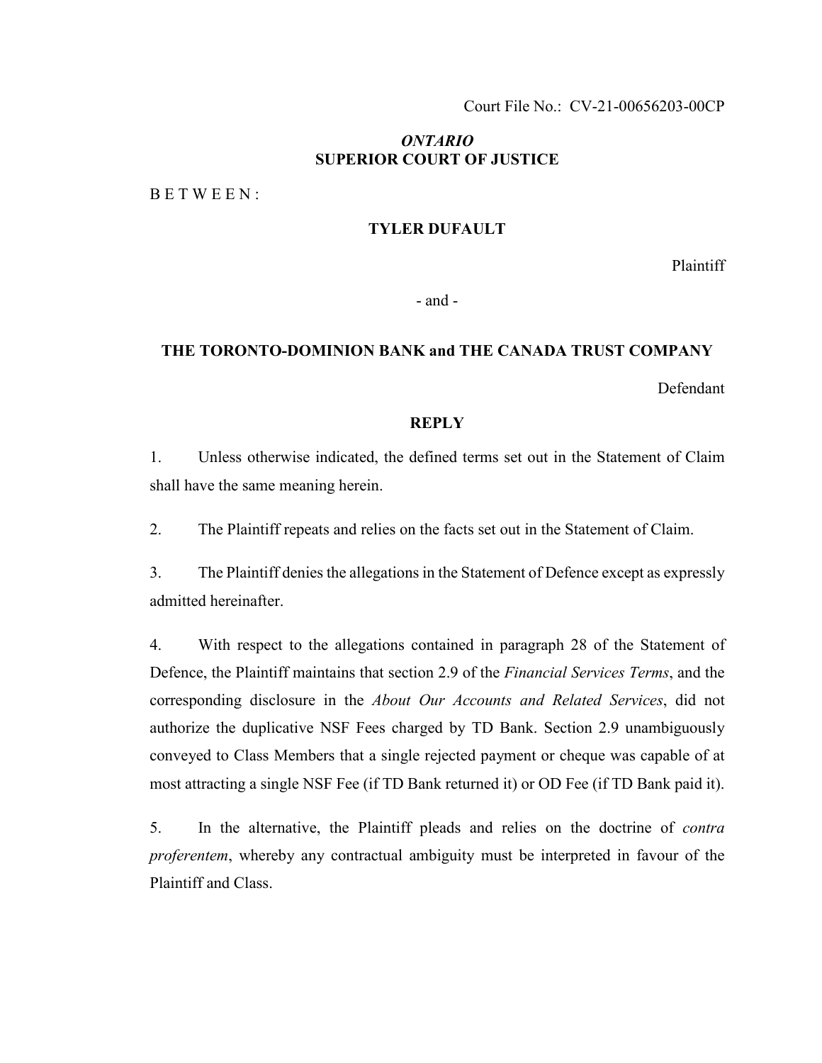Court File No.: CV-21-00656203-00CP

***ONTARIO***
**SUPERIOR COURT OF JUSTICE**

B E T W E E N :

**TYLER DUFAULT**

Plaintiff

- and -

**THE TORONTO-DOMINION BANK and THE CANADA TRUST COMPANY**

Defendant

**REPLY**

1. Unless otherwise indicated, the defined terms set out in the Statement of Claim shall have the same meaning herein.

2. The Plaintiff repeats and relies on the facts set out in the Statement of Claim.

3. The Plaintiff denies the allegations in the Statement of Defence except as expressly admitted hereinafter.

4. With respect to the allegations contained in paragraph 28 of the Statement of Defence, the Plaintiff maintains that section 2.9 of the *Financial Services Terms*, and the corresponding disclosure in the *About Our Accounts and Related Services*, did not authorize the duplicative NSF Fees charged by TD Bank. Section 2.9 unambiguously conveyed to Class Members that a single rejected payment or cheque was capable of at most attracting a single NSF Fee (if TD Bank returned it) or OD Fee (if TD Bank paid it).

5. In the alternative, the Plaintiff pleads and relies on the doctrine of *contra proferentem*, whereby any contractual ambiguity must be interpreted in favour of the Plaintiff and Class.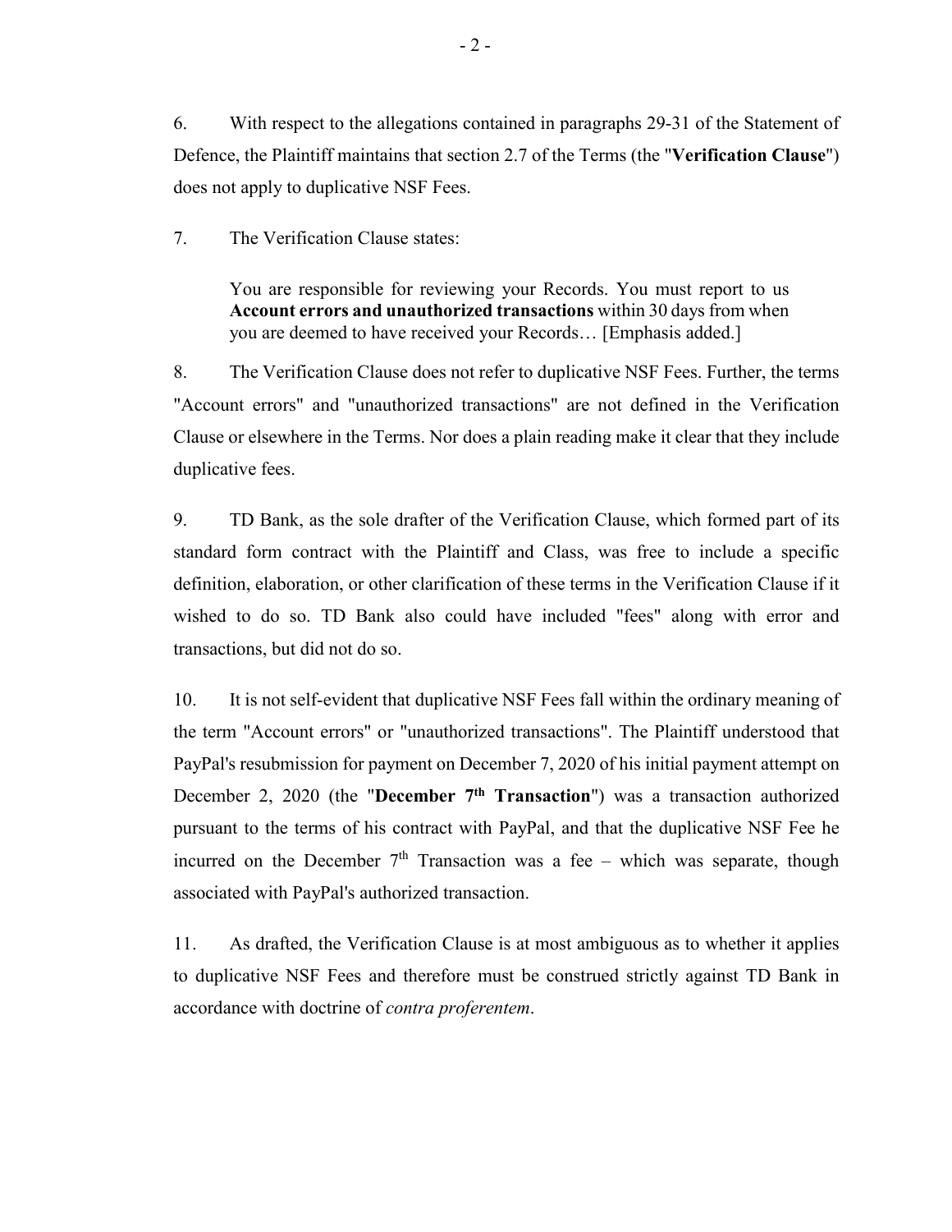6. With respect to the allegations contained in paragraphs 29-31 of the Statement of Defence, the Plaintiff maintains that section 2.7 of the Terms (the "**Verification Clause**") does not apply to duplicative NSF Fees.

7. The Verification Clause states:

> You are responsible for reviewing your Records. You must report to us **Account errors and unauthorized transactions** within 30 days from when you are deemed to have received your Records… [Emphasis added.]

8. The Verification Clause does not refer to duplicative NSF Fees. Further, the terms "Account errors" and "unauthorized transactions" are not defined in the Verification Clause or elsewhere in the Terms. Nor does a plain reading make it clear that they include duplicative fees.

9. TD Bank, as the sole drafter of the Verification Clause, which formed part of its standard form contract with the Plaintiff and Class, was free to include a specific definition, elaboration, or other clarification of these terms in the Verification Clause if it wished to do so. TD Bank also could have included "fees" along with error and transactions, but did not do so.

10. It is not self-evident that duplicative NSF Fees fall within the ordinary meaning of the term "Account errors" or "unauthorized transactions". The Plaintiff understood that PayPal's resubmission for payment on December 7, 2020 of his initial payment attempt on December 2, 2020 (the "**December 7th Transaction**") was a transaction authorized pursuant to the terms of his contract with PayPal, and that the duplicative NSF Fee he incurred on the December 7th Transaction was a fee – which was separate, though associated with PayPal's authorized transaction.

11. As drafted, the Verification Clause is at most ambiguous as to whether it applies to duplicative NSF Fees and therefore must be construed strictly against TD Bank in accordance with doctrine of *contra proferentem*.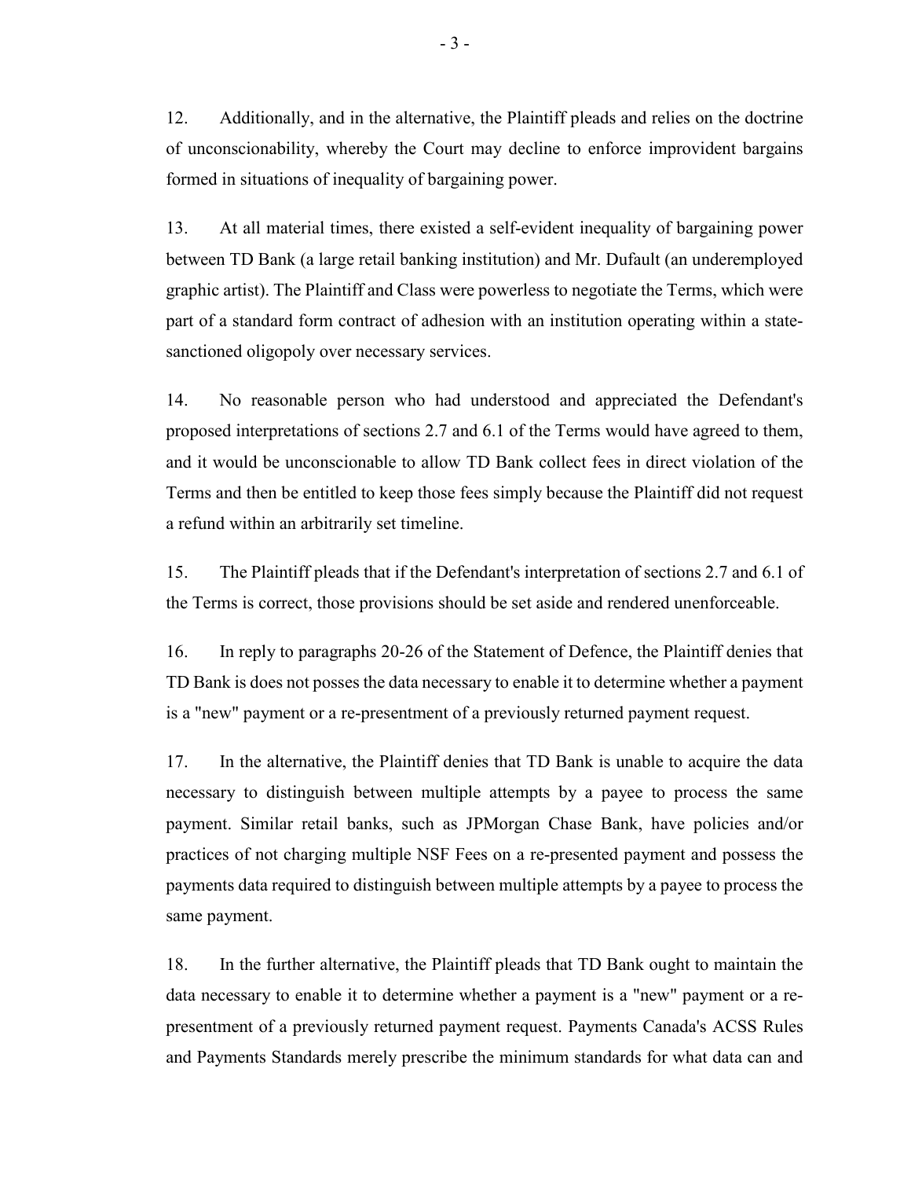12. Additionally, and in the alternative, the Plaintiff pleads and relies on the doctrine of unconscionability, whereby the Court may decline to enforce improvident bargains formed in situations of inequality of bargaining power.

13. At all material times, there existed a self-evident inequality of bargaining power between TD Bank (a large retail banking institution) and Mr. Dufault (an underemployed graphic artist). The Plaintiff and Class were powerless to negotiate the Terms, which were part of a standard form contract of adhesion with an institution operating within a state-sanctioned oligopoly over necessary services.

14. No reasonable person who had understood and appreciated the Defendant's proposed interpretations of sections 2.7 and 6.1 of the Terms would have agreed to them, and it would be unconscionable to allow TD Bank collect fees in direct violation of the Terms and then be entitled to keep those fees simply because the Plaintiff did not request a refund within an arbitrarily set timeline.

15. The Plaintiff pleads that if the Defendant's interpretation of sections 2.7 and 6.1 of the Terms is correct, those provisions should be set aside and rendered unenforceable.

16. In reply to paragraphs 20-26 of the Statement of Defence, the Plaintiff denies that TD Bank is does not posses the data necessary to enable it to determine whether a payment is a "new" payment or a re-presentment of a previously returned payment request.

17. In the alternative, the Plaintiff denies that TD Bank is unable to acquire the data necessary to distinguish between multiple attempts by a payee to process the same payment. Similar retail banks, such as JPMorgan Chase Bank, have policies and/or practices of not charging multiple NSF Fees on a re-presented payment and possess the payments data required to distinguish between multiple attempts by a payee to process the same payment.

18. In the further alternative, the Plaintiff pleads that TD Bank ought to maintain the data necessary to enable it to determine whether a payment is a "new" payment or a re-presentment of a previously returned payment request. Payments Canada's ACSS Rules and Payments Standards merely prescribe the minimum standards for what data can and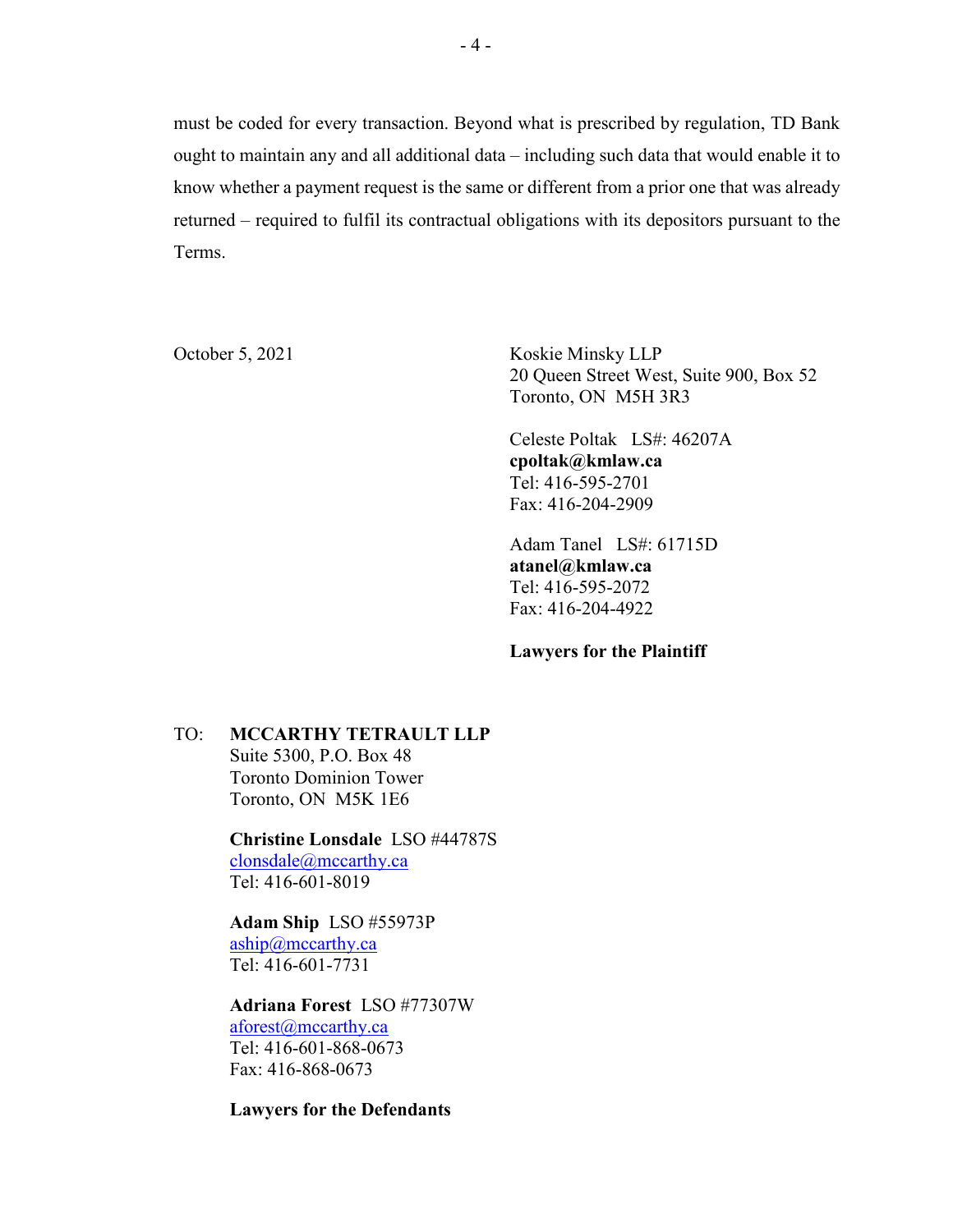must be coded for every transaction. Beyond what is prescribed by regulation, TD Bank ought to maintain any and all additional data – including such data that would enable it to know whether a payment request is the same or different from a prior one that was already returned – required to fulfil its contractual obligations with its depositors pursuant to the Terms.

October 5, 2021

Koskie Minsky LLP
20 Queen Street West, Suite 900, Box 52
Toronto, ON M5H 3R3

Celeste Poltak LS#: 46207A
**cpoltak@kmlaw.ca**
Tel: 416-595-2701
Fax: 416-204-2909

Adam Tanel LS#: 61715D
**atanel@kmlaw.ca**
Tel: 416-595-2072
Fax: 416-204-4922

**Lawyers for the Plaintiff**

TO: **MCCARTHY TETRAULT LLP**
Suite 5300, P.O. Box 48
Toronto Dominion Tower
Toronto, ON M5K 1E6

**Christine Lonsdale** LSO #44787S
clonsdale@mccarthy.ca
Tel: 416-601-8019

**Adam Ship** LSO #55973P
aship@mccarthy.ca
Tel: 416-601-7731

**Adriana Forest** LSO #77307W
aforest@mccarthy.ca
Tel: 416-601-868-0673
Fax: 416-868-0673

**Lawyers for the Defendants**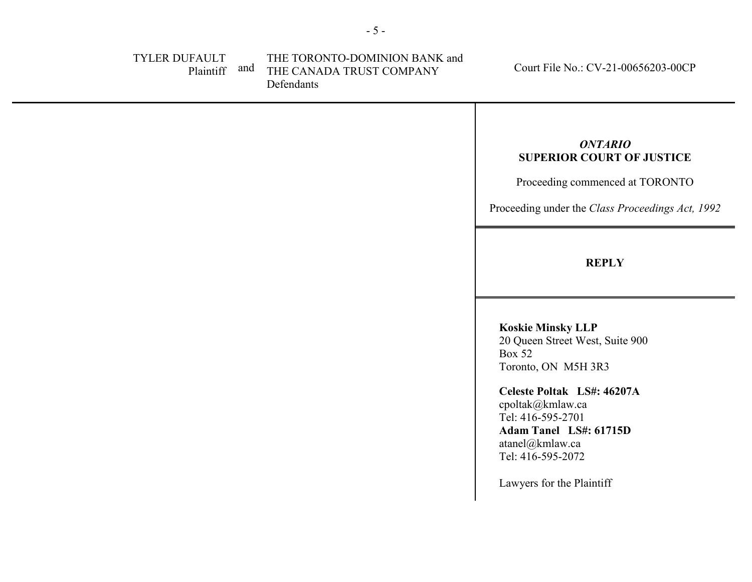| | | | |
|---|---|---|---|
| TYLER DUFAULT<br>Plaintiff | and | THE TORONTO-DOMINION BANK and<br>THE CANADA TRUST COMPANY<br>Defendants | Court File No.: CV-21-00656203-00CP |

***ONTARIO***
**SUPERIOR COURT OF JUSTICE**

Proceeding commenced at TORONTO

Proceeding under the *Class Proceedings Act, 1992*

**REPLY**

**Koskie Minsky LLP**
20 Queen Street West, Suite 900
Box 52
Toronto, ON M5H 3R3

**Celeste Poltak LS#: 46207A**
cpoltak@kmlaw.ca
Tel: 416-595-2701
**Adam Tanel LS#: 61715D**
atanel@kmlaw.ca
Tel: 416-595-2072

Lawyers for the Plaintiff